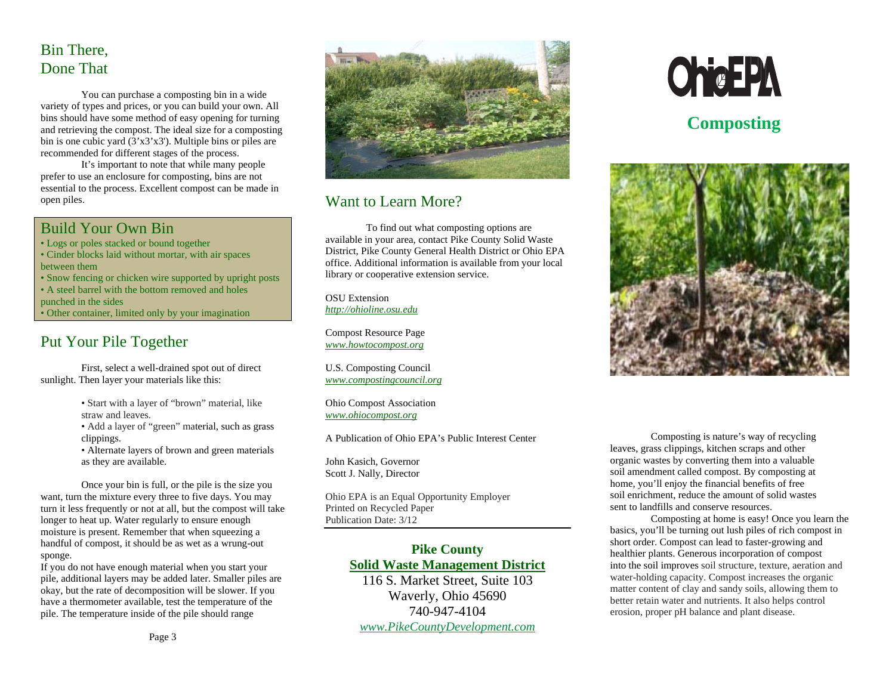## Bin There, Done That

You can purchase a composting bin in a wide variety of types and prices, or you can build your own. All bins should have some method of easy opening for turning and retrieving the compost. The ideal size for a composting bin is one cubic yard (3'x3'x3'). Multiple bins or piles are recommended for different stages of the process.

It's important to note that while many people prefer to use an enclosure for composting, bins are not essential to the process. Excellent compost can be made in open piles.

## Build Your Own Bin

- Logs or poles stacked or bound together
- Cinder blocks laid without mortar, with air spaces between them
- Snow fencing or chicken wire supported by upright posts
- A steel barrel with the bottom removed and holes punched in the sides
- Other container, limited only by your imagination

## Put Your Pile Together

First, select a well-drained spot out of direct sunlight. Then layer your materials like this:

- Start with a layer of "brown" material, like straw and leaves.
- Add a layer of "green" material, such as grass clippings.
- Alternate layers of brown and green materials as they are available.

Once your bin is full, or the pile is the size you want, turn the mixture every three to five days. You may turn it less frequently or not at all, but the compost will take longer to heat up. Water regularly to ensure enough moisture is present. Remember that when squeezing a handful of compost, it should be as wet as a wrung-out sponge.

If you do not have enough material when you start your pile, additional layers may be added later. Smaller piles are okay, but the rate of decomposition will be slower. If you have a thermometer available, test the temperature of the pile. The temperature inside of the pile should range

## Want to Learn More?

To find out what composting options are available in your area, contact Pike County Solid Waste District, Pike County General Health District or Ohio EPA office. Additional information is available from your local library or cooperative extension service.

OSU Extension
*http://ohioline.osu.edu*

Compost Resource Page
*www.howtocompost.org*

U.S. Composting Council
*www.compostingcouncil.org*

Ohio Compost Association
*www.ohiocompost.org*

A Publication of Ohio EPA's Public Interest Center

John Kasich, Governor
Scott J. Nally, Director

Ohio EPA is an Equal Opportunity Employer
Printed on Recycled Paper
Publication Date: 3/12

**Pike County**
**Solid Waste Management District**
116 S. Market Street, Suite 103
Waverly, Ohio 45690
740-947-4104
*www.PikeCountyDevelopment.com*

Ohio EPA

# Composting

Composting is nature's way of recycling leaves, grass clippings, kitchen scraps and other organic wastes by converting them into a valuable soil amendment called compost. By composting at home, you'll enjoy the financial benefits of free soil enrichment, reduce the amount of solid wastes sent to landfills and conserve resources.

Composting at home is easy! Once you learn the basics, you'll be turning out lush piles of rich compost in short order. Compost can lead to faster-growing and healthier plants. Generous incorporation of compost into the soil improves soil structure, texture, aeration and water-holding capacity. Compost increases the organic matter content of clay and sandy soils, allowing them to better retain water and nutrients. It also helps control erosion, proper pH balance and plant disease.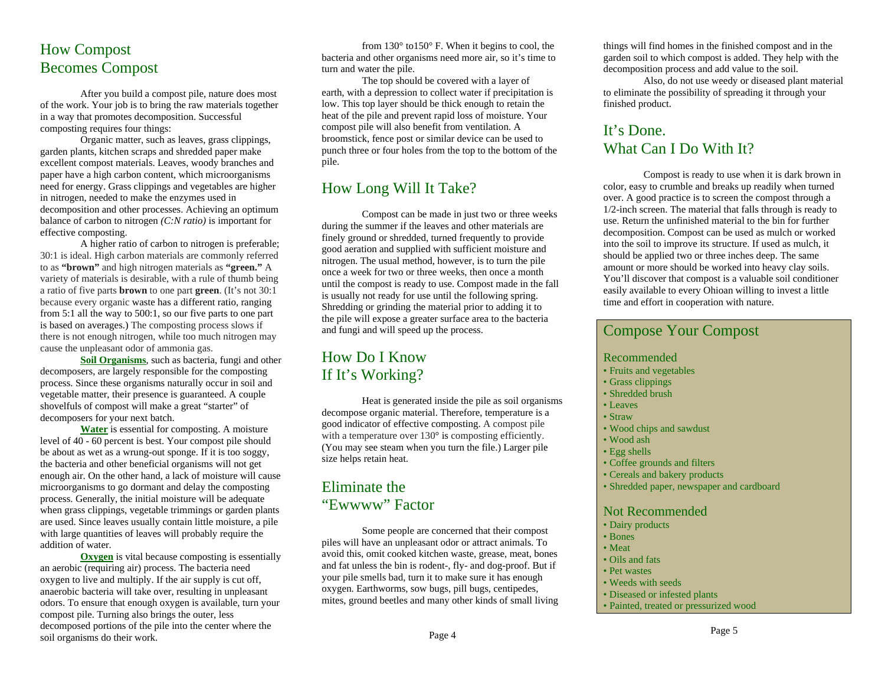## How Compost Becomes Compost

After you build a compost pile, nature does most of the work. Your job is to bring the raw materials together in a way that promotes decomposition. Successful composting requires four things:

Organic matter, such as leaves, grass clippings, garden plants, kitchen scraps and shredded paper make excellent compost materials. Leaves, woody branches and paper have a high carbon content, which microorganisms need for energy. Grass clippings and vegetables are higher in nitrogen, needed to make the enzymes used in decomposition and other processes. Achieving an optimum balance of carbon to nitrogen *(C:N ratio)* is important for effective composting.

A higher ratio of carbon to nitrogen is preferable; 30:1 is ideal. High carbon materials are commonly referred to as **"brown"** and high nitrogen materials as **"green."** A variety of materials is desirable, with a rule of thumb being a ratio of five parts **brown** to one part **green**. (It's not 30:1 because every organic waste has a different ratio, ranging from 5:1 all the way to 500:1, so our five parts to one part is based on averages.) The composting process slows if there is not enough nitrogen, while too much nitrogen may cause the unpleasant odor of ammonia gas.

**Soil Organisms**, such as bacteria, fungi and other decomposers, are largely responsible for the composting process. Since these organisms naturally occur in soil and vegetable matter, their presence is guaranteed. A couple shovelfuls of compost will make a great "starter" of decomposers for your next batch.

**Water** is essential for composting. A moisture level of 40 - 60 percent is best. Your compost pile should be about as wet as a wrung-out sponge. If it is too soggy, the bacteria and other beneficial organisms will not get enough air. On the other hand, a lack of moisture will cause microorganisms to go dormant and delay the composting process. Generally, the initial moisture will be adequate when grass clippings, vegetable trimmings or garden plants are used. Since leaves usually contain little moisture, a pile with large quantities of leaves will probably require the addition of water.

**Oxygen** is vital because composting is essentially an aerobic (requiring air) process. The bacteria need oxygen to live and multiply. If the air supply is cut off, anaerobic bacteria will take over, resulting in unpleasant odors. To ensure that enough oxygen is available, turn your compost pile. Turning also brings the outer, less decomposed portions of the pile into the center where the soil organisms do their work.

from 130° to150° F. When it begins to cool, the bacteria and other organisms need more air, so it's time to turn and water the pile.

The top should be covered with a layer of earth, with a depression to collect water if precipitation is low. This top layer should be thick enough to retain the heat of the pile and prevent rapid loss of moisture. Your compost pile will also benefit from ventilation. A broomstick, fence post or similar device can be used to punch three or four holes from the top to the bottom of the pile.

## How Long Will It Take?

Compost can be made in just two or three weeks during the summer if the leaves and other materials are finely ground or shredded, turned frequently to provide good aeration and supplied with sufficient moisture and nitrogen. The usual method, however, is to turn the pile once a week for two or three weeks, then once a month until the compost is ready to use. Compost made in the fall is usually not ready for use until the following spring. Shredding or grinding the material prior to adding it to the pile will expose a greater surface area to the bacteria and fungi and will speed up the process.

## How Do I Know If It's Working?

Heat is generated inside the pile as soil organisms decompose organic material. Therefore, temperature is a good indicator of effective composting. A compost pile with a temperature over 130° is composting efficiently. (You may see steam when you turn the file.) Larger pile size helps retain heat.

## Eliminate the "Ewwww" Factor

Some people are concerned that their compost piles will have an unpleasant odor or attract animals. To avoid this, omit cooked kitchen waste, grease, meat, bones and fat unless the bin is rodent-, fly- and dog-proof. But if your pile smells bad, turn it to make sure it has enough oxygen. Earthworms, sow bugs, pill bugs, centipedes, mites, ground beetles and many other kinds of small living things will find homes in the finished compost and in the garden soil to which compost is added. They help with the decomposition process and add value to the soil.

Also, do not use weedy or diseased plant material to eliminate the possibility of spreading it through your finished product.

## It's Done. What Can I Do With It?

Compost is ready to use when it is dark brown in color, easy to crumble and breaks up readily when turned over. A good practice is to screen the compost through a 1/2-inch screen. The material that falls through is ready to use. Return the unfinished material to the bin for further decomposition. Compost can be used as mulch or worked into the soil to improve its structure. If used as mulch, it should be applied two or three inches deep. The same amount or more should be worked into heavy clay soils. You'll discover that compost is a valuable soil conditioner easily available to every Ohioan willing to invest a little time and effort in cooperation with nature.

## Compose Your Compost

### Recommended

- Fruits and vegetables
- Grass clippings
- Shredded brush
- Leaves
- Straw
- Wood chips and sawdust
- Wood ash
- Egg shells
- Coffee grounds and filters
- Cereals and bakery products
- Shredded paper, newspaper and cardboard

### Not Recommended

- Dairy products
- Bones
- Meat
- Oils and fats
- Pet wastes
- Weeds with seeds
- Diseased or infested plants
- Painted, treated or pressurized wood